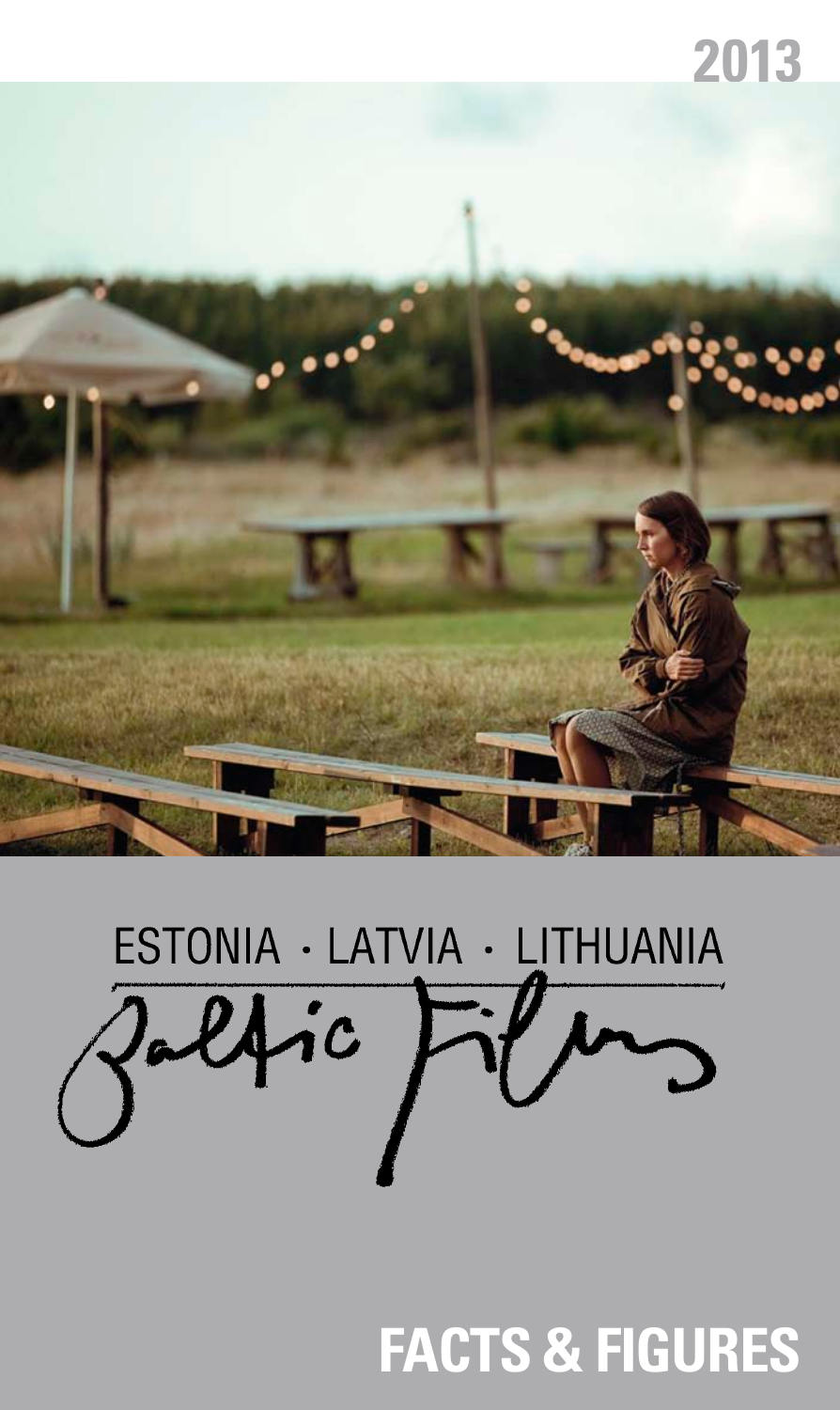2013

ESTONIA · LATVIA · LITHUANIA

# Baltic Films

## FACTS & FIGURES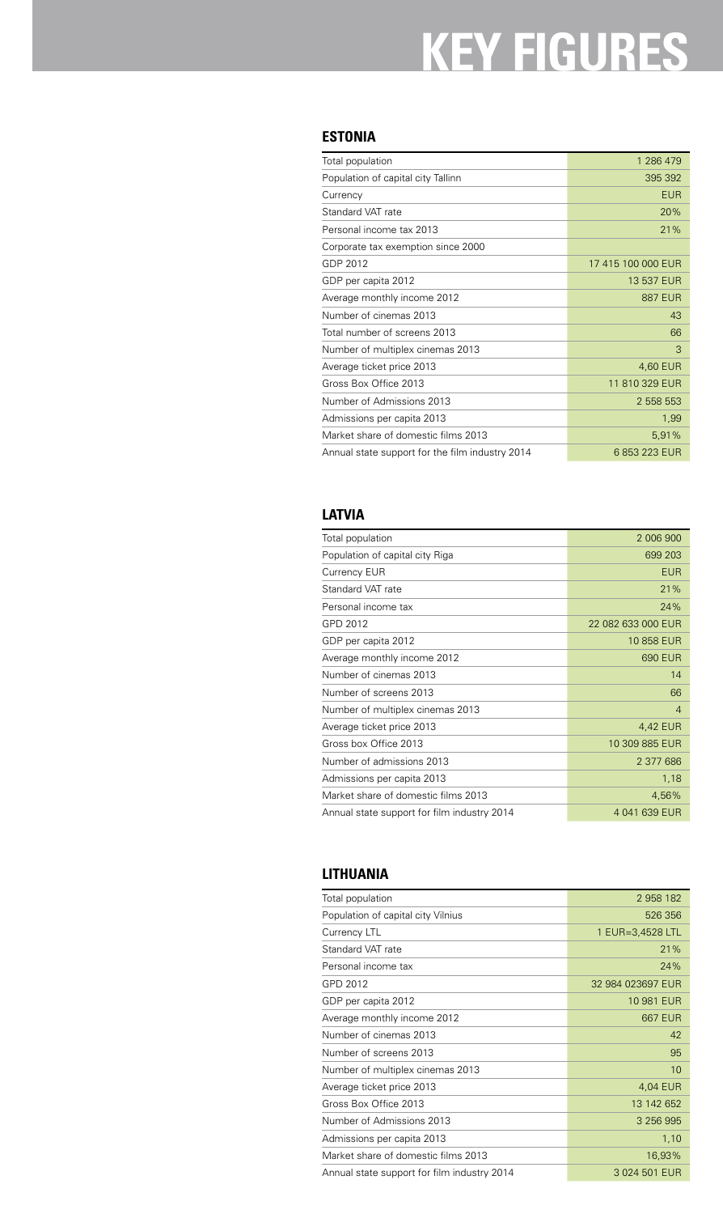# KEY FIGURES

## ESTONIA

| | |
|---|---|
| Total population | 1 286 479 |
| Population of capital city Tallinn | 395 392 |
| Currency | EUR |
| Standard VAT rate | 20% |
| Personal income tax 2013 | 21% |
| Corporate tax exemption since 2000 | |
| GDP 2012 | 17 415 100 000 EUR |
| GDP per capita 2012 | 13 537 EUR |
| Average monthly income 2012 | 887 EUR |
| Number of cinemas 2013 | 43 |
| Total number of screens 2013 | 66 |
| Number of multiplex cinemas 2013 | 3 |
| Average ticket price 2013 | 4,60 EUR |
| Gross Box Office 2013 | 11 810 329 EUR |
| Number of Admissions 2013 | 2 558 553 |
| Admissions per capita 2013 | 1,99 |
| Market share of domestic films 2013 | 5,91% |
| Annual state support for the film industry 2014 | 6 853 223 EUR |

## LATVIA

| | |
|---|---|
| Total population | 2 006 900 |
| Population of capital city Riga | 699 203 |
| Currency EUR | EUR |
| Standard VAT rate | 21% |
| Personal income tax | 24% |
| GPD 2012 | 22 082 633 000 EUR |
| GDP per capita 2012 | 10 858 EUR |
| Average monthly income 2012 | 690 EUR |
| Number of cinemas 2013 | 14 |
| Number of screens 2013 | 66 |
| Number of multiplex cinemas 2013 | 4 |
| Average ticket price 2013 | 4,42 EUR |
| Gross box Office 2013 | 10 309 885 EUR |
| Number of admissions 2013 | 2 377 686 |
| Admissions per capita 2013 | 1,18 |
| Market share of domestic films 2013 | 4,56% |
| Annual state support for film industry 2014 | 4 041 639 EUR |

## LITHUANIA

| | |
|---|---|
| Total population | 2 958 182 |
| Population of capital city Vilnius | 526 356 |
| Currency LTL | 1 EUR=3,4528 LTL |
| Standard VAT rate | 21% |
| Personal income tax | 24% |
| GPD 2012 | 32 984 023697 EUR |
| GDP per capita 2012 | 10 981 EUR |
| Average monthly income 2012 | 667 EUR |
| Number of cinemas 2013 | 42 |
| Number of screens 2013 | 95 |
| Number of multiplex cinemas 2013 | 10 |
| Average ticket price 2013 | 4,04 EUR |
| Gross Box Office 2013 | 13 142 652 |
| Number of Admissions 2013 | 3 256 995 |
| Admissions per capita 2013 | 1,10 |
| Market share of domestic films 2013 | 16,93% |
| Annual state support for film industry 2014 | 3 024 501 EUR |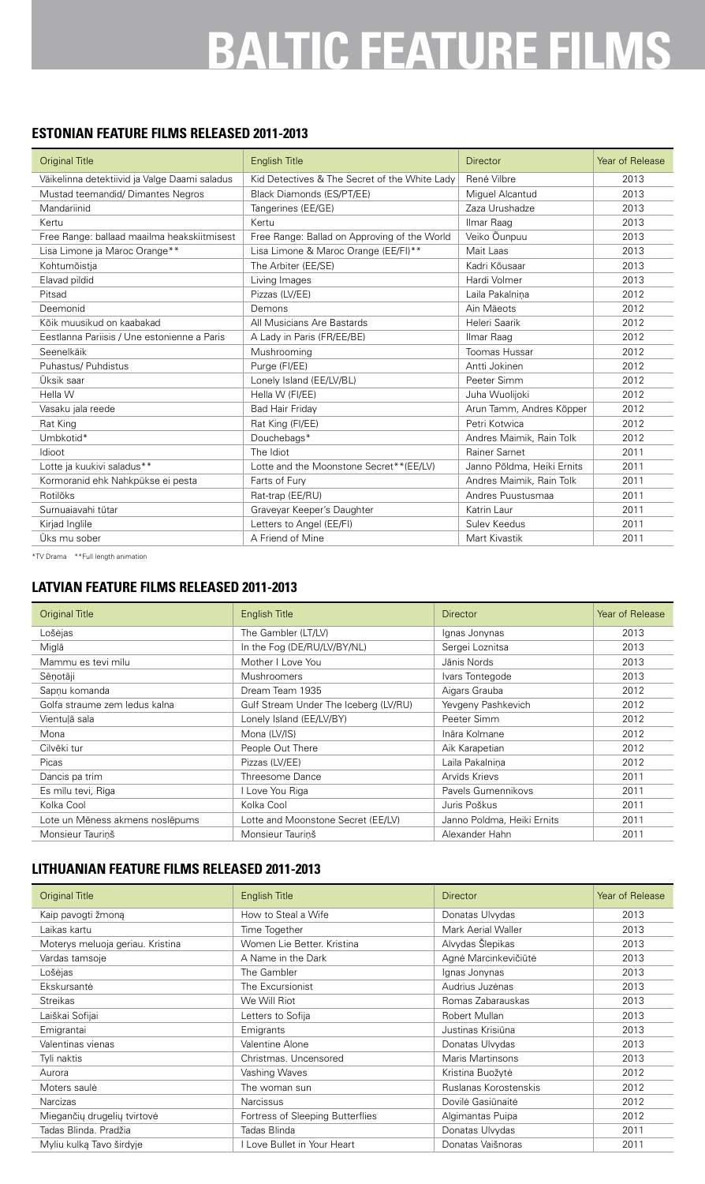# BALTIC FEATURE FILMS

## ESTONIAN FEATURE FILMS RELEASED 2011-2013

| Original Title | English Title | Director | Year of Release |
|---|---|---|---|
| Väikelinna detektiivid ja Valge Daami saladus | Kid Detectives & The Secret of the White Lady | René Vilbre | 2013 |
| Mustad teemandid/ Dimantes Negros | Black Diamonds (ES/PT/EE) | Miguel Alcantud | 2013 |
| Mandariinid | Tangerines (EE/GE) | Zaza Urushadze | 2013 |
| Kertu | Kertu | Ilmar Raag | 2013 |
| Free Range: ballaad maailma heakskiitmisest | Free Range: Ballad on Approving of the World | Veiko Õunpuu | 2013 |
| Lisa Limone ja Maroc Orange** | Lisa Limone & Maroc Orange (EE/FI)** | Mait Laas | 2013 |
| Kohtumõistja | The Arbiter (EE/SE) | Kadri Kõusaar | 2013 |
| Elavad pildid | Living Images | Hardi Volmer | 2013 |
| Pitsad | Pizzas (LV/EE) | Laila Pakalniņa | 2012 |
| Deemonid | Demons | Ain Mäeots | 2012 |
| Kõik muusikud on kaabakad | All Musicians Are Bastards | Heleri Saarik | 2012 |
| Eestlanna Pariisis / Une estonienne a Paris | A Lady in Paris (FR/EE/BE) | Ilmar Raag | 2012 |
| Seenelkäik | Mushrooming | Toomas Hussar | 2012 |
| Puhastus/ Puhdistus | Purge (FI/EE) | Antti Jokinen | 2012 |
| Üksik saar | Lonely Island (EE/LV/BL) | Peeter Simm | 2012 |
| Hella W | Hella W (FI/EE) | Juha Wuolijoki | 2012 |
| Vasaku jala reede | Bad Hair Friday | Arun Tamm, Andres Kõpper | 2012 |
| Rat King | Rat King (FI/EE) | Petri Kotwica | 2012 |
| Umbkotid* | Douchebags* | Andres Maimik, Rain Tolk | 2012 |
| Idioot | The Idiot | Rainer Sarnet | 2011 |
| Lotte ja kuukivi saladus** | Lotte and the Moonstone Secret**(EE/LV) | Janno Põldma, Heiki Ernits | 2011 |
| Kormoranid ehk Nahkpükse ei pesta | Farts of Fury | Andres Maimik, Rain Tolk | 2011 |
| Rotilõks | Rat-trap (EE/RU) | Andres Puustusmaa | 2011 |
| Surnuaiavahi tütar | Graveyar Keeper's Daughter | Katrin Laur | 2011 |
| Kirjad Inglile | Letters to Angel (EE/FI) | Sulev Keedus | 2011 |
| Üks mu sober | A Friend of Mine | Mart Kivastik | 2011 |

*TV Drama **Full length animation

## LATVIAN FEATURE FILMS RELEASED 2011-2013

| Original Title | English Title | Director | Year of Release |
|---|---|---|---|
| Lošējas | The Gambler (LT/LV) | Ignas Jonynas | 2013 |
| Miglā | In the Fog (DE/RU/LV/BY/NL) | Sergei Loznitsa | 2013 |
| Mammu es tevi mīlu | Mother I Love You | Jānis Nords | 2013 |
| Sēņotāji | Mushroomers | Ivars Tontegode | 2013 |
| Sapņu komanda | Dream Team 1935 | Aigars Grauba | 2012 |
| Golfa straume zem ledus kalna | Gulf Stream Under The Iceberg (LV/RU) | Yevgeny Pashkevich | 2012 |
| Vientuļā sala | Lonely Island (EE/LV/BY) | Peeter Simm | 2012 |
| Mona | Mona (LV/IS) | Ināra Kolmane | 2012 |
| Cilvēki tur | People Out There | Aik Karapetian | 2012 |
| Picas | Pizzas (LV/EE) | Laila Pakalniņa | 2012 |
| Dancis pa trim | Threesome Dance | Arvids Krievs | 2011 |
| Es mīlu tevi, Rīga | I Love You Riga | Pavels Gumennikovs | 2011 |
| Kolka Cool | Kolka Cool | Juris Poškus | 2011 |
| Lote un Mēness akmens noslēpums | Lotte and Moonstone Secret (EE/LV) | Janno Poldma, Heiki Ernits | 2011 |
| Monsieur Tauriņš | Monsieur Tauriņš | Alexander Hahn | 2011 |

## LITHUANIAN FEATURE FILMS RELEASED 2011-2013

| Original Title | English Title | Director | Year of Release |
|---|---|---|---|
| Kaip pavogti žmoną | How to Steal a Wife | Donatas Ulvydas | 2013 |
| Laikas kartu | Time Together | Mark Aerial Waller | 2013 |
| Moterys meluoja geriau. Kristina | Women Lie Better. Kristina | Alvydas Šlepikas | 2013 |
| Vardas tamsoje | A Name in the Dark | Agnė Marcinkevičiūtė | 2013 |
| Lošėjas | The Gambler | Ignas Jonynas | 2013 |
| Ekskursantė | The Excursionist | Audrius Juzėnas | 2013 |
| Streikas | We Will Riot | Romas Zabarauskas | 2013 |
| Laiškai Sofijai | Letters to Sofija | Robert Mullan | 2013 |
| Emigrantai | Emigrants | Justinas Krisiūna | 2013 |
| Valentinas vienas | Valentine Alone | Donatas Ulvydas | 2013 |
| Tyli naktis | Christmas. Uncensored | Maris Martinsons | 2013 |
| Aurora | Vashing Waves | Kristina Buožytė | 2012 |
| Moters saulė | The woman sun | Ruslanas Korostenskis | 2012 |
| Narcizas | Narcissus | Dovilė Gasiūnaitė | 2012 |
| Miegančių drugelių tvirtovė | Fortress of Sleeping Butterflies | Algimantas Puipa | 2012 |
| Tadas Blinda. Pradžia | Tadas Blinda | Donatas Ulvydas | 2011 |
| Myliu kulką Tavo širdyje | I Love Bullet in Your Heart | Donatas Vaišnoras | 2011 |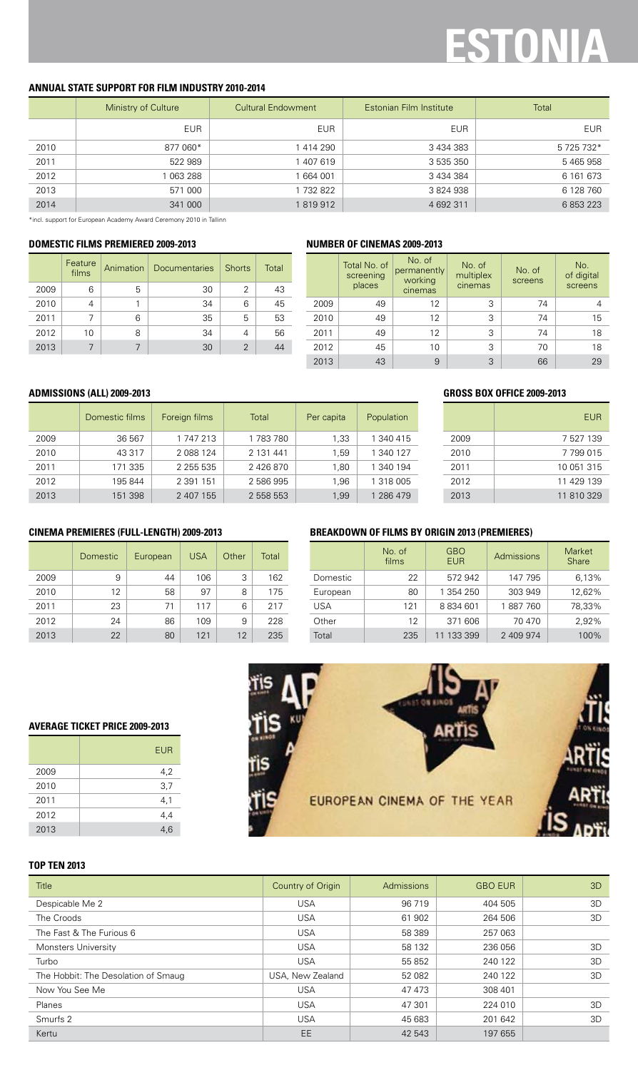# ESTONIA

## ANNUAL STATE SUPPORT FOR FILM INDUSTRY 2010-2014

| | Ministry of Culture | Cultural Endowment | Estonian Film Institute | Total |
|---|---|---|---|---|
| | EUR | EUR | EUR | EUR |
| 2010 | 877 060* | 1 414 290 | 3 434 383 | 5 725 732* |
| 2011 | 522 989 | 1 407 619 | 3 535 350 | 5 465 958 |
| 2012 | 1 063 288 | 1 664 001 | 3 434 384 | 6 161 673 |
| 2013 | 571 000 | 1 732 822 | 3 824 938 | 6 128 760 |
| 2014 | 341 000 | 1 819 912 | 4 692 311 | 6 853 223 |

*incl. support for European Academy Award Ceremony 2010 in Tallinn

## DOMESTIC FILMS PREMIERED 2009-2013

| | Feature films | Animation | Documentaries | Shorts | Total |
|---|---|---|---|---|---|
| 2009 | 6 | 5 | 30 | 2 | 43 |
| 2010 | 4 | 1 | 34 | 6 | 45 |
| 2011 | 7 | 6 | 35 | 5 | 53 |
| 2012 | 10 | 8 | 34 | 4 | 56 |
| 2013 | 7 | 7 | 30 | 2 | 44 |

## NUMBER OF CINEMAS 2009-2013

| | Total No. of screening places | No. of permanently working cinemas | No. of multiplex cinemas | No. of screens | No. of digital screens |
|---|---|---|---|---|---|
| 2009 | 49 | 12 | 3 | 74 | 4 |
| 2010 | 49 | 12 | 3 | 74 | 15 |
| 2011 | 49 | 12 | 3 | 74 | 18 |
| 2012 | 45 | 10 | 3 | 70 | 18 |
| 2013 | 43 | 9 | 3 | 66 | 29 |

## ADMISSIONS (ALL) 2009-2013

| | Domestic films | Foreign films | Total | Per capita | Population |
|---|---|---|---|---|---|
| 2009 | 36 567 | 1 747 213 | 1 783 780 | 1,33 | 1 340 415 |
| 2010 | 43 317 | 2 088 124 | 2 131 441 | 1,59 | 1 340 127 |
| 2011 | 171 335 | 2 255 535 | 2 426 870 | 1,80 | 1 340 194 |
| 2012 | 195 844 | 2 391 151 | 2 586 995 | 1,96 | 1 318 005 |
| 2013 | 151 398 | 2 407 155 | 2 558 553 | 1,99 | 1 286 479 |

## GROSS BOX OFFICE 2009-2013

| | EUR |
|---|---|
| 2009 | 7 527 139 |
| 2010 | 7 799 015 |
| 2011 | 10 051 315 |
| 2012 | 11 429 139 |
| 2013 | 11 810 329 |

## CINEMA PREMIERES (FULL-LENGTH) 2009-2013

| | Domestic | European | USA | Other | Total |
|---|---|---|---|---|---|
| 2009 | 9 | 44 | 106 | 3 | 162 |
| 2010 | 12 | 58 | 97 | 8 | 175 |
| 2011 | 23 | 71 | 117 | 6 | 217 |
| 2012 | 24 | 86 | 109 | 9 | 228 |
| 2013 | 22 | 80 | 121 | 12 | 235 |

## BREAKDOWN OF FILMS BY ORIGIN 2013 (PREMIERES)

| | No. of films | GBO EUR | Admissions | Market Share |
|---|---|---|---|---|
| Domestic | 22 | 572 942 | 147 795 | 6,13% |
| European | 80 | 1 354 250 | 303 949 | 12,62% |
| USA | 121 | 8 834 601 | 1 887 760 | 78,33% |
| Other | 12 | 371 606 | 70 470 | 2,92% |
| Total | 235 | 11 133 399 | 2 409 974 | 100% |

## AVERAGE TICKET PRICE 2009-2013

| | EUR |
|---|---|
| 2009 | 4,2 |
| 2010 | 3,7 |
| 2011 | 4,1 |
| 2012 | 4,4 |
| 2013 | 4,6 |

EUROPEAN CINEMA OF THE YEAR

## TOP TEN 2013

| Title | Country of Origin | Admissions | GBO EUR | 3D |
|---|---|---|---|---|
| Despicable Me 2 | USA | 96 719 | 404 505 | 3D |
| The Croods | USA | 61 902 | 264 506 | 3D |
| The Fast & The Furious 6 | USA | 58 389 | 257 063 | |
| Monsters University | USA | 58 132 | 236 056 | 3D |
| Turbo | USA | 55 852 | 240 122 | 3D |
| The Hobbit: The Desolation of Smaug | USA, New Zealand | 52 082 | 240 122 | 3D |
| Now You See Me | USA | 47 473 | 308 401 | |
| Planes | USA | 47 301 | 224 010 | 3D |
| Smurfs 2 | USA | 45 683 | 201 642 | 3D |
| Kertu | EE | 42 543 | 197 655 | |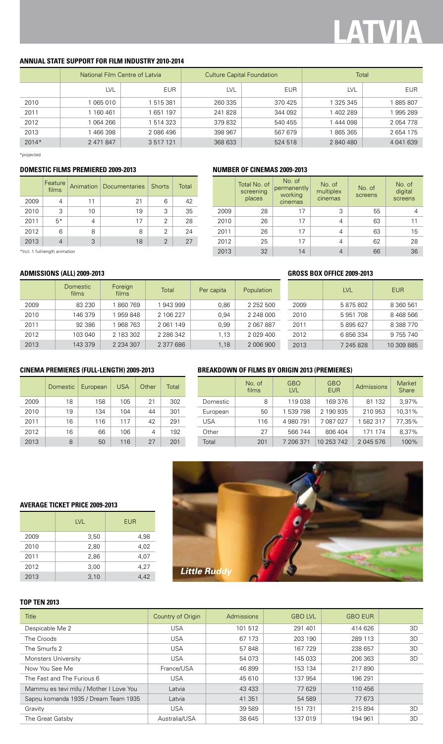# LATVIA

## ANNUAL STATE SUPPORT FOR FILM INDUSTRY 2010-2014

| | National Film Centre of Latvia | | Culture Capital Foundation | | Total | |
|---|---|---|---|---|---|---|
| | LVL | EUR | LVL | EUR | LVL | EUR |
| 2010 | 1 065 010 | 1 515 381 | 260 335 | 370 425 | 1 325 345 | 1 885 807 |
| 2011 | 1 160 461 | 1 651 197 | 241 828 | 344 092 | 1 402 289 | 1 995 289 |
| 2012 | 1 064 266 | 1 514 323 | 379 832 | 540 455 | 1 444 098 | 2 054 778 |
| 2013 | 1 466 398 | 2 086 496 | 398 967 | 567 679 | 1 865 365 | 2 654 175 |
| 2014* | 2 471 847 | 3 517 121 | 368 633 | 524 518 | 2 840 480 | 4 041 639 |

*projected

## DOMESTIC FILMS PREMIERED 2009-2013

| | Feature films | Animation | Documentaries | Shorts | Total |
|---|---|---|---|---|---|
| 2009 | 4 | 11 | 21 | 6 | 42 |
| 2010 | 3 | 10 | 19 | 3 | 35 |
| 2011 | 5* | 4 | 17 | 2 | 28 |
| 2012 | 6 | 8 | 8 | 2 | 24 |
| 2013 | 4 | 3 | 18 | 2 | 27 |

*Incl. 1 full-length animation

## NUMBER OF CINEMAS 2009-2013

| | Total No. of screening places | No. of permanently working cinemas | No. of multiplex cinemas | No. of screens | No. of digital screens |
|---|---|---|---|---|---|
| 2009 | 28 | 17 | 3 | 55 | 4 |
| 2010 | 26 | 17 | 4 | 63 | 11 |
| 2011 | 26 | 17 | 4 | 63 | 15 |
| 2012 | 25 | 17 | 4 | 62 | 28 |
| 2013 | 32 | 14 | 4 | 66 | 36 |

## ADMISSIONS (ALL) 2009-2013

| | Domestic films | Foreign films | Total | Per capita | Population |
|---|---|---|---|---|---|
| 2009 | 83 230 | 1 860 769 | 1 943 999 | 0,86 | 2 252 500 |
| 2010 | 146 379 | 1 959 848 | 2 106 227 | 0,94 | 2 248 000 |
| 2011 | 92 386 | 1 968 763 | 2 061 149 | 0,99 | 2 067 887 |
| 2012 | 103 040 | 2 183 302 | 2 286 342 | 1,13 | 2 029 400 |
| 2013 | 143 379 | 2 234 307 | 2 377 686 | 1,18 | 2 006 900 |

## GROSS BOX OFFICE 2009-2013

| | LVL | EUR |
|---|---|---|
| 2009 | 5 875 802 | 8 360 561 |
| 2010 | 5 951 708 | 8 468 566 |
| 2011 | 5 895 627 | 8 388 770 |
| 2012 | 6 856 334 | 9 755 740 |
| 2013 | 7 245 828 | 10 309 885 |

## CINEMA PREMIERES (FULL-LENGTH) 2009-2013

| | Domestic | European | USA | Other | Total |
|---|---|---|---|---|---|
| 2009 | 18 | 158 | 105 | 21 | 302 |
| 2010 | 19 | 134 | 104 | 44 | 301 |
| 2011 | 16 | 116 | 117 | 42 | 291 |
| 2012 | 16 | 66 | 106 | 4 | 192 |
| 2013 | 8 | 50 | 116 | 27 | 201 |

## BREAKDOWN OF FILMS BY ORIGIN 2013 (PREMIERES)

| | No. of films | GBO LVL | GBO EUR | Admissions | Market Share |
|---|---|---|---|---|---|
| Domestic | 8 | 119 038 | 169 376 | 81 132 | 3,97% |
| European | 50 | 1 539 798 | 2 190 935 | 210 953 | 10,31% |
| USA | 116 | 4 980 791 | 7 087 027 | 1 582 317 | 77,35% |
| Other | 27 | 566 744 | 806 404 | 171 174 | 8,37% |
| Total | 201 | 7 206 371 | 10 253 742 | 2 045 576 | 100% |

## AVERAGE TICKET PRICE 2009-2013

| | LVL | EUR |
|---|---|---|
| 2009 | 3,50 | 4,98 |
| 2010 | 2,80 | 4,02 |
| 2011 | 2,86 | 4,07 |
| 2012 | 3,00 | 4,27 |
| 2013 | 3,10 | 4,42 |

*Little Ruddy*

## TOP TEN 2013

| Title | Country of Origin | Admissions | GBO LVL | GBO EUR | |
|---|---|---|---|---|---|
| Despicable Me 2 | USA | 101 512 | 291 401 | 414 626 | 3D |
| The Croods | USA | 67 173 | 203 190 | 289 113 | 3D |
| The Smurfs 2 | USA | 57 848 | 167 729 | 238 657 | 3D |
| Monsters University | USA | 54 073 | 145 033 | 206 363 | 3D |
| Now You See Me | France/USA | 46 899 | 153 134 | 217 890 | |
| The Fast and The Furious 6 | USA | 45 610 | 137 954 | 196 291 | |
| Mammu es tevi mīlu / Mother I Love You | Latvia | 43 433 | 77 629 | 110 456 | |
| Sapņu komanda 1935 / Dream Team 1935 | Latvia | 41 351 | 54 589 | 77 673 | |
| Gravity | USA | 39 589 | 151 731 | 215 894 | 3D |
| The Great Gatsby | Australia/USA | 38 645 | 137 019 | 194 961 | 3D |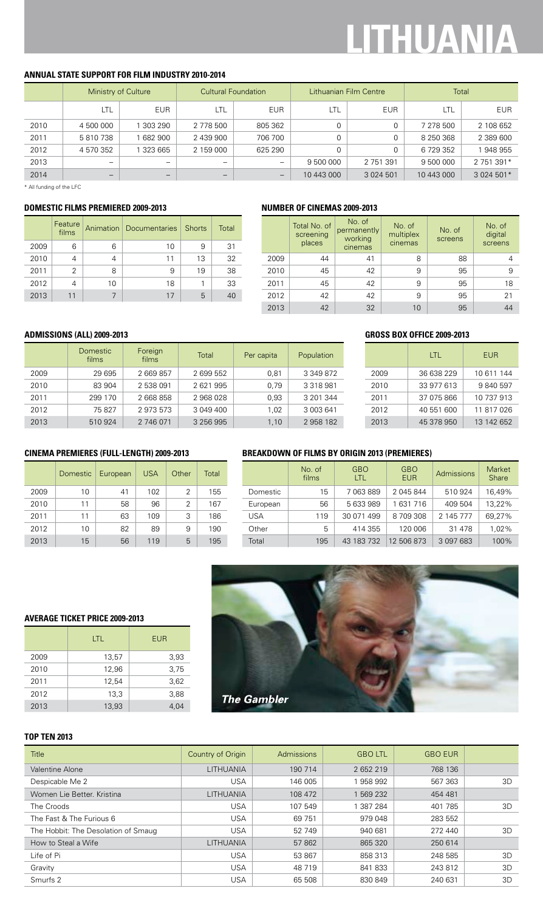# LITHUANIA

## ANNUAL STATE SUPPORT FOR FILM INDUSTRY 2010-2014

| | Ministry of Culture | | Cultural Foundation | | Lithuanian Film Centre | | Total | |
|---|---|---|---|---|---|---|---|---|
| | LTL | EUR | LTL | EUR | LTL | EUR | LTL | EUR |
| 2010 | 4 500 000 | 1 303 290 | 2 778 500 | 805 362 | 0 | 0 | 7 278 500 | 2 108 652 |
| 2011 | 5 810 738 | 1 682 900 | 2 439 900 | 706 700 | 0 | 0 | 8 250 368 | 2 389 600 |
| 2012 | 4 570 352 | 1 323 665 | 2 159 000 | 625 290 | 0 | 0 | 6 729 352 | 1 948 955 |
| 2013 | – | – | – | – | 9 500 000 | 2 751 391 | 9 500 000 | 2 751 391* |
| 2014 | – | – | – | – | 10 443 000 | 3 024 501 | 10 443 000 | 3 024 501* |

* All funding of the LFC

## DOMESTIC FILMS PREMIERED 2009-2013

| | Feature films | Animation | Documentaries | Shorts | Total |
|---|---|---|---|---|---|
| 2009 | 6 | 6 | 10 | 9 | 31 |
| 2010 | 4 | 4 | 11 | 13 | 32 |
| 2011 | 2 | 8 | 9 | 19 | 38 |
| 2012 | 4 | 10 | 18 | 1 | 33 |
| 2013 | 11 | 7 | 17 | 5 | 40 |

## NUMBER OF CINEMAS 2009-2013

| | Total No. of screening places | No. of permanently working cinemas | No. of multiplex cinemas | No. of screens | No. of digital screens |
|---|---|---|---|---|---|
| 2009 | 44 | 41 | 8 | 88 | 4 |
| 2010 | 45 | 42 | 9 | 95 | 9 |
| 2011 | 45 | 42 | 9 | 95 | 18 |
| 2012 | 42 | 42 | 9 | 95 | 21 |
| 2013 | 42 | 32 | 10 | 95 | 44 |

## ADMISSIONS (ALL) 2009-2013

| | Domestic films | Foreign films | Total | Per capita | Population |
|---|---|---|---|---|---|
| 2009 | 29 695 | 2 669 857 | 2 699 552 | 0,81 | 3 349 872 |
| 2010 | 83 904 | 2 538 091 | 2 621 995 | 0,79 | 3 318 981 |
| 2011 | 299 170 | 2 668 858 | 2 968 028 | 0,93 | 3 201 344 |
| 2012 | 75 827 | 2 973 573 | 3 049 400 | 1,02 | 3 003 641 |
| 2013 | 510 924 | 2 746 071 | 3 256 995 | 1,10 | 2 958 182 |

## GROSS BOX OFFICE 2009-2013

| | LTL | EUR |
|---|---|---|
| 2009 | 36 638 229 | 10 611 144 |
| 2010 | 33 977 613 | 9 840 597 |
| 2011 | 37 075 866 | 10 737 913 |
| 2012 | 40 551 600 | 11 817 026 |
| 2013 | 45 378 950 | 13 142 652 |

## CINEMA PREMIERES (FULL-LENGTH) 2009-2013

| | Domestic | European | USA | Other | Total |
|---|---|---|---|---|---|
| 2009 | 10 | 41 | 102 | 2 | 155 |
| 2010 | 11 | 58 | 96 | 2 | 167 |
| 2011 | 11 | 63 | 109 | 3 | 186 |
| 2012 | 10 | 82 | 89 | 9 | 190 |
| 2013 | 15 | 56 | 119 | 5 | 195 |

## BREAKDOWN OF FILMS BY ORIGIN 2013 (PREMIERES)

| | No. of films | GBO LTL | GBO EUR | Admissions | Market Share |
|---|---|---|---|---|---|
| Domestic | 15 | 7 063 889 | 2 045 844 | 510 924 | 16,49% |
| European | 56 | 5 633 989 | 1 631 716 | 409 504 | 13,22% |
| USA | 119 | 30 071 499 | 8 709 308 | 2 145 777 | 69,27% |
| Other | 5 | 414 355 | 120 006 | 31 478 | 1,02% |
| Total | 195 | 43 183 732 | 12 506 873 | 3 097 683 | 100% |

## AVERAGE TICKET PRICE 2009-2013

| | LTL | EUR |
|---|---|---|
| 2009 | 13,57 | 3,93 |
| 2010 | 12,96 | 3,75 |
| 2011 | 12,54 | 3,62 |
| 2012 | 13,3 | 3,88 |
| 2013 | 13,93 | 4,04 |

*The Gambler*

## TOP TEN 2013

| Title | Country of Origin | Admissions | GBO LTL | GBO EUR | |
|---|---|---|---|---|---|
| Valentine Alone | LITHUANIA | 190 714 | 2 652 219 | 768 136 | |
| Despicable Me 2 | USA | 146 005 | 1 958 992 | 567 363 | 3D |
| Women Lie Better. Kristina | LITHUANIA | 108 472 | 1 569 232 | 454 481 | |
| The Croods | USA | 107 549 | 1 387 284 | 401 785 | 3D |
| The Fast & The Furious 6 | USA | 69 751 | 979 048 | 283 552 | |
| The Hobbit: The Desolation of Smaug | USA | 52 749 | 940 681 | 272 440 | 3D |
| How to Steal a Wife | LITHUANIA | 57 862 | 865 320 | 250 614 | |
| Life of Pi | USA | 53 867 | 858 313 | 248 585 | 3D |
| Gravity | USA | 48 719 | 841 833 | 243 812 | 3D |
| Smurfs 2 | USA | 65 508 | 830 849 | 240 631 | 3D |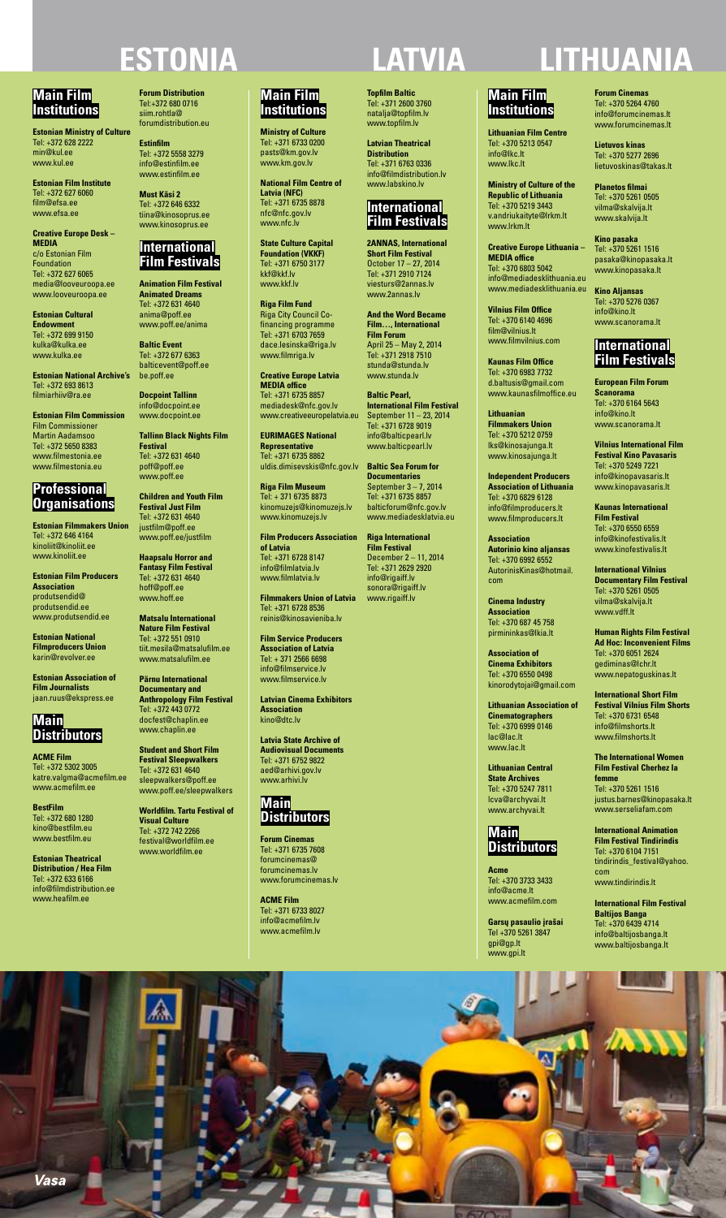# ESTONIA

## Main Film Institutions

**Estonian Ministry of Culture**
Tel: +372 628 2222
min@kul.ee
www.kul.ee

**Estonian Film Institute**
Tel: +372 627 6060
film@efsa.ee
www.efsa.ee

**Creative Europe Desk – MEDIA**
c/o Estonian Film Foundation
Tel: +372 627 6065
media@looveuroopa.ee
www.looveuroopa.ee

**Estonian Cultural Endowment**
Tel: +372 699 9150
kulka@kulka.ee
www.kulka.ee

**Estonian National Archive's**
Tel: +372 693 8613
filmiarhiiv@ra.ee

**Estonian Film Commission**
Film Commissioner
Martin Aadamsoo
Tel: +372 5650 8383
www.filmestonia.ee
www.filmestonia.eu

## Professional Organisations

**Estonian Filmmakers Union**
Tel: +372 646 4164
kinoliit@kinoliit.ee
www.kinoliit.ee

**Estonian Film Producers Association**
produtsendid@produtsendid.ee
www.produtsendid.ee

**Estonian National Filmproducers Union**
karin@revolver.ee

**Estonian Association of Film Journalists**
jaan.ruus@ekspress.ee

## Main Distributors

**ACME Film**
Tel: +372 5302 3005
katre.valgma@acmefilm.ee
www.acmefilm.ee

**BestFilm**
Tel: +372 680 1280
kino@bestfilm.eu
www.bestfilm.eu

**Estonian Theatrical Distribution / Hea Film**
Tel: +372 633 6166
info@filmdistribution.ee
www.heafilm.ee

**Forum Distribution**
Tel:+372 680 0716
siim.rohtla@forumdistribution.eu

**Estinfilm**
Tel: +372 5558 3279
info@estinfilm.ee
www.estinfilm.ee

**Must Käsi 2**
Tel: +372 646 6332
tiina@kinosoprus.ee
www.kinosoprus.ee

## International Film Festivals

**Animation Film Festival Animated Dreams**
Tel: +372 631 4640
anima@poff.ee
www.poff.ee/anima

**Baltic Event**
Tel: +372 677 6363
balticevent@poff.ee
be.poff.ee

**Docpoint Tallinn**
info@docpoint.ee
www.docpoint.ee

**Tallinn Black Nights Film Festival**
Tel: +372 631 4640
poff@poff.ee
www.poff.ee

**Children and Youth Film Festival Just Film**
Tel: +372 631 4640
justfilm@poff.ee
www.poff.ee/justfilm

**Haapsalu Horror and Fantasy Film Festival**
Tel: +372 631 4640
hoff@poff.ee
www.hoff.ee

**Matsalu International Nature Film Festival**
Tel: +372 551 0910
tiit.mesila@matsalufilm.ee
www.matsalufilm.ee

**Pärnu International Documentary and Anthropology Film Festival**
Tel: +372 443 0772
docfest@chaplin.ee
www.chaplin.ee

**Student and Short Film Festival Sleepwalkers**
Tel: +372 631 4640
sleepwalkers@poff.ee
www.poff.ee/sleepwalkers

**Worldfilm. Tartu Festival of Visual Culture**
Tel: +372 742 2266
festival@worldfilm.ee
www.worldfilm.ee

# LATVIA

## Main Film Institutions

**Ministry of Culture**
Tel: +371 6733 0200
pasts@km.gov.lv
www.km.gov.lv

**National Film Centre of Latvia (NFC)**
Tel: +371 6735 8878
nfc@nfc.gov.lv
www.nfc.lv

**State Culture Capital Foundation (VKKF)**
Tel: +371 6750 3177
kkf@kkf.lv
www.kkf.lv

**Riga Film Fund**
Riga City Council Co-financing programme
Tel: +371 6703 7659
dace.lesinska@riga.lv
www.filmriga.lv

**Creative Europe Latvia MEDIA office**
Tel: +371 6735 8857
mediadesk@nfc.gov.lv
www.creativeeuropelatvia.eu

**EURIMAGES National Representative**
Tel: +371 6735 8862
uldis.dimisevskis@nfc.gov.lv

**Riga Film Museum**
Tel: + 371 6735 8873
kinomuzejs@kinomuzejs.lv
www.kinomuzejs.lv

**Film Producers Association of Latvia**
Tel: +371 6728 8147
info@filmlatvia.lv
www.filmlatvia.lv

**Filmmakers Union of Latvia**
Tel: +371 6728 8536
reinis@kinosavieniba.lv

**Film Service Producers Association of Latvia**
Tel: + 371 2566 6698
info@filmservice.lv
www.filmservice.lv

**Latvian Cinema Exhibitors Association**
kino@dtc.lv

**Latvia State Archive of Audiovisual Documents**
Tel: +371 6752 9822
aed@arhivi.gov.lv
www.arhivi.lv

## Main Distributors

**Forum Cinemas**
Tel: +371 6735 7608
forumcinemas@forumcinemas.lv
www.forumcinemas.lv

**ACME Film**
Tel: +371 6733 8027
info@acmefilm.lv
www.acmefilm.lv

**Topfilm Baltic**
Tel: +371 2600 3760
natalja@topfilm.lv
www.topfilm.lv

**Latvian Theatrical Distribution**
Tel: +371 6763 0336
info@filmdistribution.lv
www.labskino.lv

## International Film Festivals

**2ANNAS, International Short Film Festival**
October 17 – 27, 2014
Tel: +371 2910 7124
viesturs@2annas.lv
www.2annas.lv

**And the Word Became Film…, International Film Forum**
April 25 – May 2, 2014
Tel: +371 2918 7510
stunda@stunda.lv
www.stunda.lv

**Baltic Pearl, International Film Festival**
September 11 – 23, 2014
Tel: +371 6728 9019
info@balticpearl.lv
www.balticpearl.lv

**Baltic Sea Forum for Documentaries**
September 3 – 7, 2014
Tel: +371 6735 8857
balticforum@nfc.gov.lv
www.mediadesklatvia.eu

**Riga International Film Festival**
December 2 – 11, 2014
Tel: +371 2629 2920
info@rigaiff.lv
sonora@rigaiff.lv
www.rigaiff.lv

# LITHUANIA

## Main Film Institutions

**Lithuanian Film Centre**
Tel: +370 5213 0547
info@lkc.lt
www.lkc.lt

**Ministry of Culture of the Republic of Lithuania**
Tel: +370 5219 3443
v.andriukaityte@lrkm.lt
www.lrkm.lt

**Creative Europe Lithuania – MEDIA office**
Tel: +370 6803 5042
info@mediadesklithuania.eu
www.mediadesklithuania.eu

**Vilnius Film Office**
Tel: +370 6140 4696
film@vilnius.lt
www.filmvilnius.com

**Kaunas Film Office**
Tel: +370 6983 7732
d.baltusis@gmail.com
www.kaunasfilmoffice.eu

**Lithuanian Filmmakers Union**
Tel: +370 5212 0759
lks@kinosajunga.lt
www.kinosajunga.lt

**Independent Producers Association of Lithuania**
Tel: +370 6829 6128
info@filmproducers.lt
www.filmproducers.lt

**Association Autorinio kino aljansas**
Tel: +370 6992 6552
AutorinisKinas@hotmail.com

**Cinema Industry Association**
Tel: +370 687 45 758
pirmininkas@lkia.lt

**Association of Cinema Exhibitors**
Tel: +370 6550 0498
kinorodytojai@gmail.com

**Lithuanian Association of Cinematographers**
Tel: +370 6999 0146
lac@lac.lt
www.lac.lt

**Lithuanian Central State Archives**
Tel: +370 5247 7811
lcva@archyvai.lt
www.archyvai.lt

## Main Distributors

**Acme**
Tel: +370 3733 3433
info@acme.lt
www.acmefilm.com

**Garsų pasaulio įrašai**
Tel +370 5261 3847
gpi@gp.lt
www.gpi.lt

**Forum Cinemas**
Tel: +370 5264 4760
info@forumcinemas.lt
www.forumcinemas.lt

**Lietuvos kinas**
Tel: +370 5277 2696
lietuvoskinas@takas.lt

**Planetos filmai**
Tel: +370 5261 0505
vilma@skalvija.lt
www.skalvija.lt

**Kino pasaka**
Tel: +370 5261 1516
pasaka@kinopasaka.lt
www.kinopasaka.lt

**Kino Aljansas**
Tel: +370 5276 0367
info@kino.lt
www.scanorama.lt

## International Film Festivals

**European Film Forum Scanorama**
Tel: +370 6164 5643
info@kino.lt
www.scanorama.lt

**Vilnius International Film Festival Kino Pavasaris**
Tel: +370 5249 7221
info@kinopavasaris.lt
www.kinopavasaris.lt

**Kaunas International Film Festival**
Tel: +370 6550 6559
info@kinofestivalis.lt
www.kinofestivalis.lt

**International Vilnius Documentary Film Festival**
Tel: +370 5261 0505
vilma@skalvija.lt
www.vdff.lt

**Human Rights Film Festival Ad Hoc: Inconvenient Films**
Tel: +370 6051 2624
gediminas@lchr.lt
www.nepatoguskinas.lt

**International Short Film Festival Vilnius Film Shorts**
Tel: +370 6731 6548
info@filmshorts.lt
www.filmshorts.lt

**The International Women Film Festival Cherhez la femme**
Tel: +370 5261 1516
justus.barnes@kinopasaka.lt
www.serseliafam.com

**International Animation Film Festival Tindirindis**
Tel: +370 6104 7151
tindirindis_festival@yahoo.com
www.tindirindis.lt

**International Film Festival Baltijos Banga**
Tel: +370 6439 4714
info@baltijosbanga.lt
www.baltijosbanga.lt

*Vasa*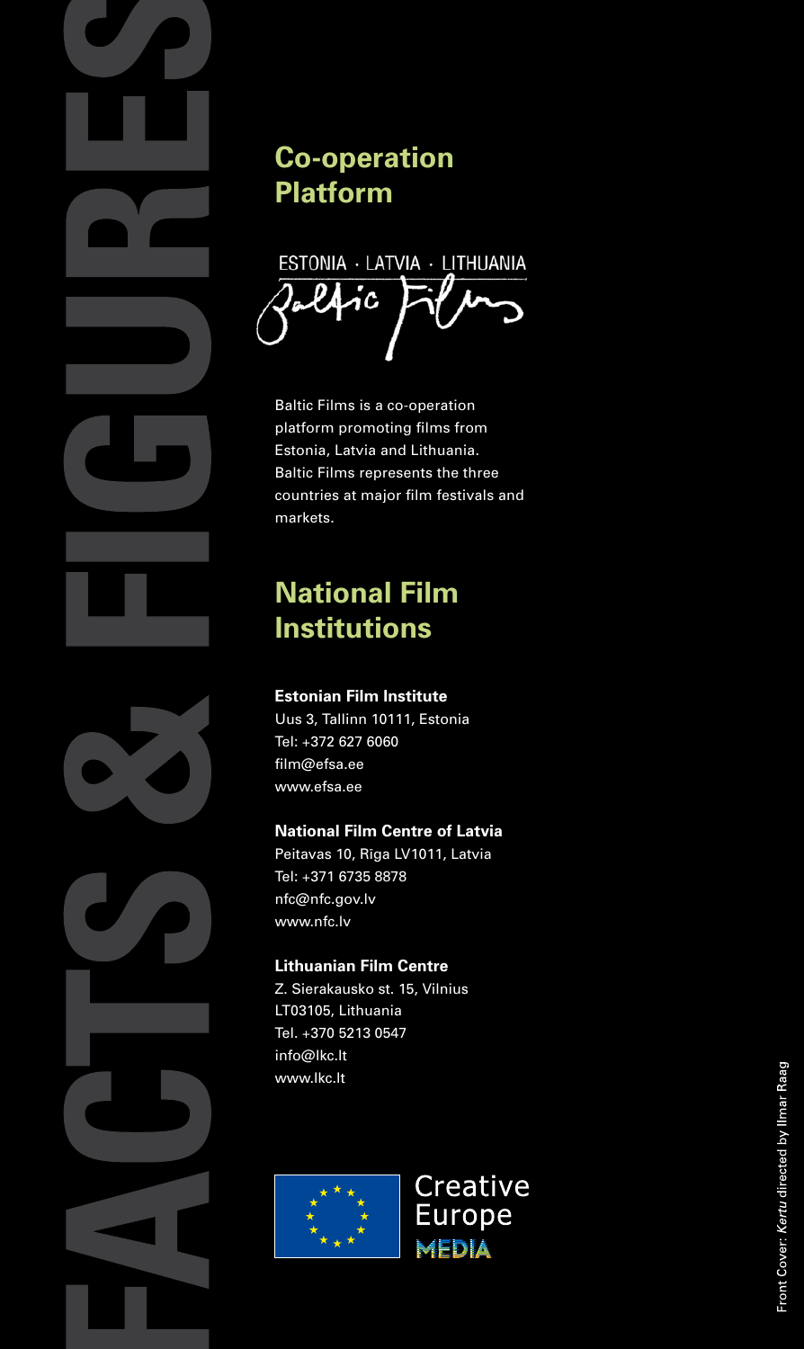FACTS & FIGURES

## Co-operation Platform

ESTONIA · LATVIA · LITHUANIA

Baltic Films

Baltic Films is a co-operation platform promoting films from Estonia, Latvia and Lithuania. Baltic Films represents the three countries at major film festivals and markets.

## National Film Institutions

**Estonian Film Institute**
Uus 3, Tallinn 10111, Estonia
Tel: +372 627 6060
film@efsa.ee
www.efsa.ee

**National Film Centre of Latvia**
Peitavas 10, Riga LV1011, Latvia
Tel: +371 6735 8878
nfc@nfc.gov.lv
www.nfc.lv

**Lithuanian Film Centre**
Z. Sierakausko st. 15, Vilnius
LT03105, Lithuania
Tel. +370 5213 0547
info@lkc.lt
www.lkc.lt

Creative Europe MEDIA

Front Cover: *Kertu* directed by Ilmar Raag